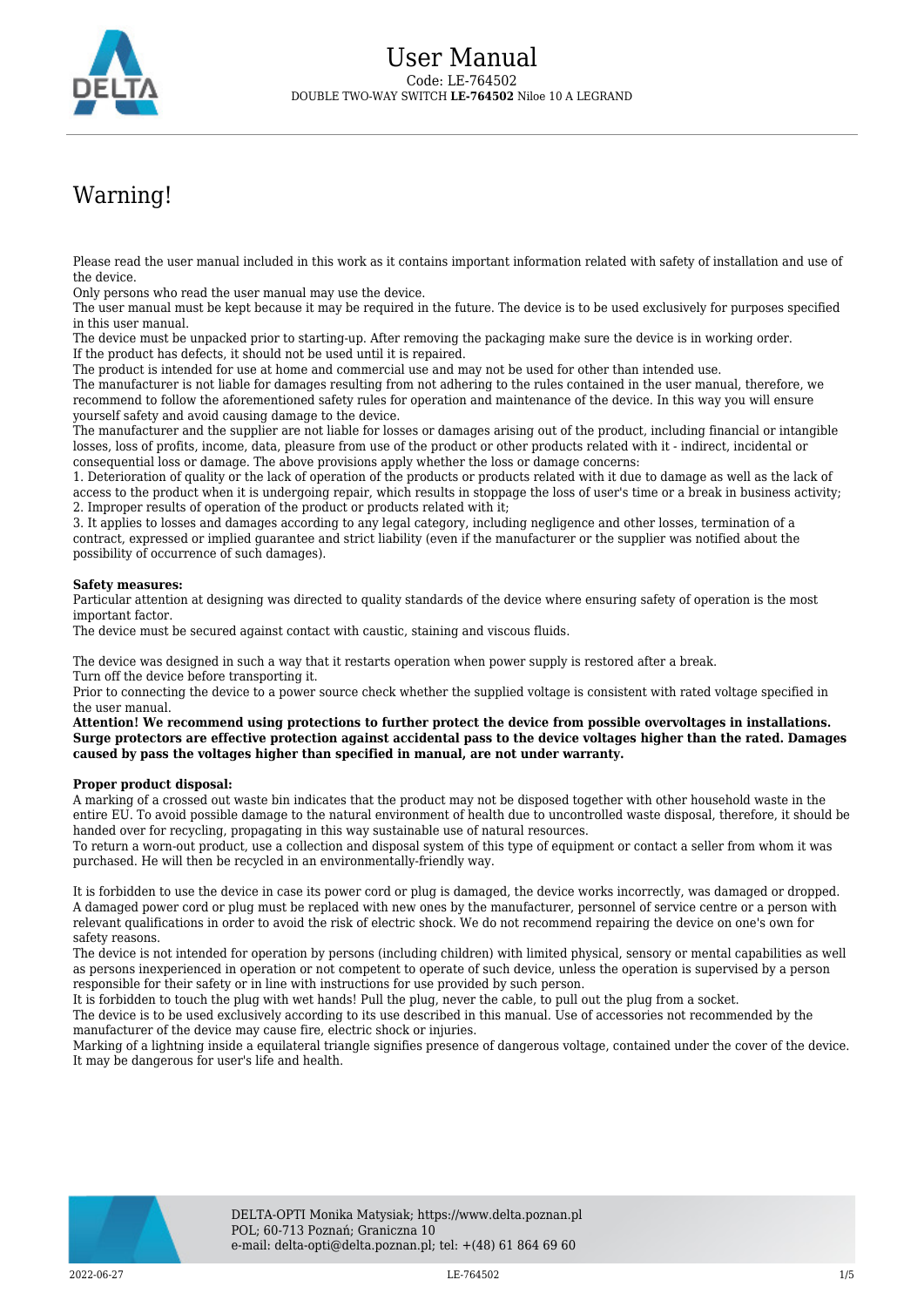# User Manual

Code: LE-764502

DOUBLE TWO-WAY SWITCH **LE-764502** Niloe 10 A LEGRAND

## Warning!

Please read the user manual included in this work as it contains important information related with safety of installation and use of the device.
Only persons who read the user manual may use the device.
The user manual must be kept because it may be required in the future. The device is to be used exclusively for purposes specified in this user manual.
The device must be unpacked prior to starting-up. After removing the packaging make sure the device is in working order.
If the product has defects, it should not be used until it is repaired.
The product is intended for use at home and commercial use and may not be used for other than intended use.
The manufacturer is not liable for damages resulting from not adhering to the rules contained in the user manual, therefore, we recommend to follow the aforementioned safety rules for operation and maintenance of the device. In this way you will ensure yourself safety and avoid causing damage to the device.
The manufacturer and the supplier are not liable for losses or damages arising out of the product, including financial or intangible losses, loss of profits, income, data, pleasure from use of the product or other products related with it - indirect, incidental or consequential loss or damage. The above provisions apply whether the loss or damage concerns:
1. Deterioration of quality or the lack of operation of the products or products related with it due to damage as well as the lack of access to the product when it is undergoing repair, which results in stoppage the loss of user's time or a break in business activity;
2. Improper results of operation of the product or products related with it;
3. It applies to losses and damages according to any legal category, including negligence and other losses, termination of a contract, expressed or implied guarantee and strict liability (even if the manufacturer or the supplier was notified about the possibility of occurrence of such damages).

**Safety measures:**
Particular attention at designing was directed to quality standards of the device where ensuring safety of operation is the most important factor.
The device must be secured against contact with caustic, staining and viscous fluids.

The device was designed in such a way that it restarts operation when power supply is restored after a break.
Turn off the device before transporting it.
Prior to connecting the device to a power source check whether the supplied voltage is consistent with rated voltage specified in the user manual.
**Attention! We recommend using protections to further protect the device from possible overvoltages in installations. Surge protectors are effective protection against accidental pass to the device voltages higher than the rated. Damages caused by pass the voltages higher than specified in manual, are not under warranty.**

**Proper product disposal:**
A marking of a crossed out waste bin indicates that the product may not be disposed together with other household waste in the entire EU. To avoid possible damage to the natural environment of health due to uncontrolled waste disposal, therefore, it should be handed over for recycling, propagating in this way sustainable use of natural resources.
To return a worn-out product, use a collection and disposal system of this type of equipment or contact a seller from whom it was purchased. He will then be recycled in an environmentally-friendly way.

It is forbidden to use the device in case its power cord or plug is damaged, the device works incorrectly, was damaged or dropped.
A damaged power cord or plug must be replaced with new ones by the manufacturer, personnel of service centre or a person with relevant qualifications in order to avoid the risk of electric shock. We do not recommend repairing the device on one's own for safety reasons.
The device is not intended for operation by persons (including children) with limited physical, sensory or mental capabilities as well as persons inexperienced in operation or not competent to operate of such device, unless the operation is supervised by a person responsible for their safety or in line with instructions for use provided by such person.
It is forbidden to touch the plug with wet hands! Pull the plug, never the cable, to pull out the plug from a socket.
The device is to be used exclusively according to its use described in this manual. Use of accessories not recommended by the manufacturer of the device may cause fire, electric shock or injuries.
Marking of a lightning inside a equilateral triangle signifies presence of dangerous voltage, contained under the cover of the device. It may be dangerous for user's life and health.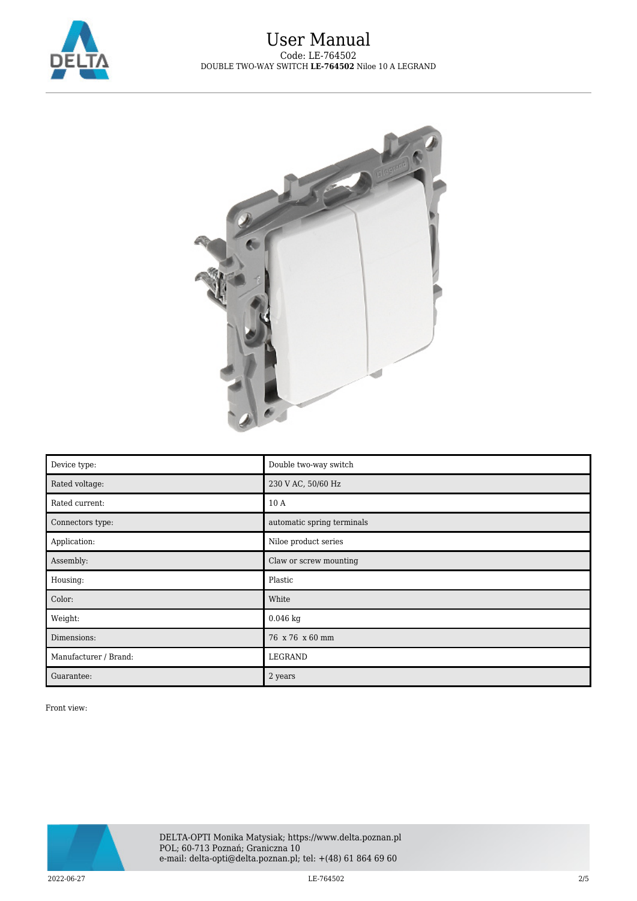| Device type: | Double two-way switch |
| --- | --- |
| Rated voltage: | 230 V AC, 50/60 Hz |
| Rated current: | 10 A |
| Connectors type: | automatic spring terminals |
| Application: | Niloe product series |
| Assembly: | Claw or screw mounting |
| Housing: | Plastic |
| Color: | White |
| Weight: | 0.046 kg |
| Dimensions: | 76 x 76 x 60 mm |
| Manufacturer / Brand: | LEGRAND |
| Guarantee: | 2 years |

Front view: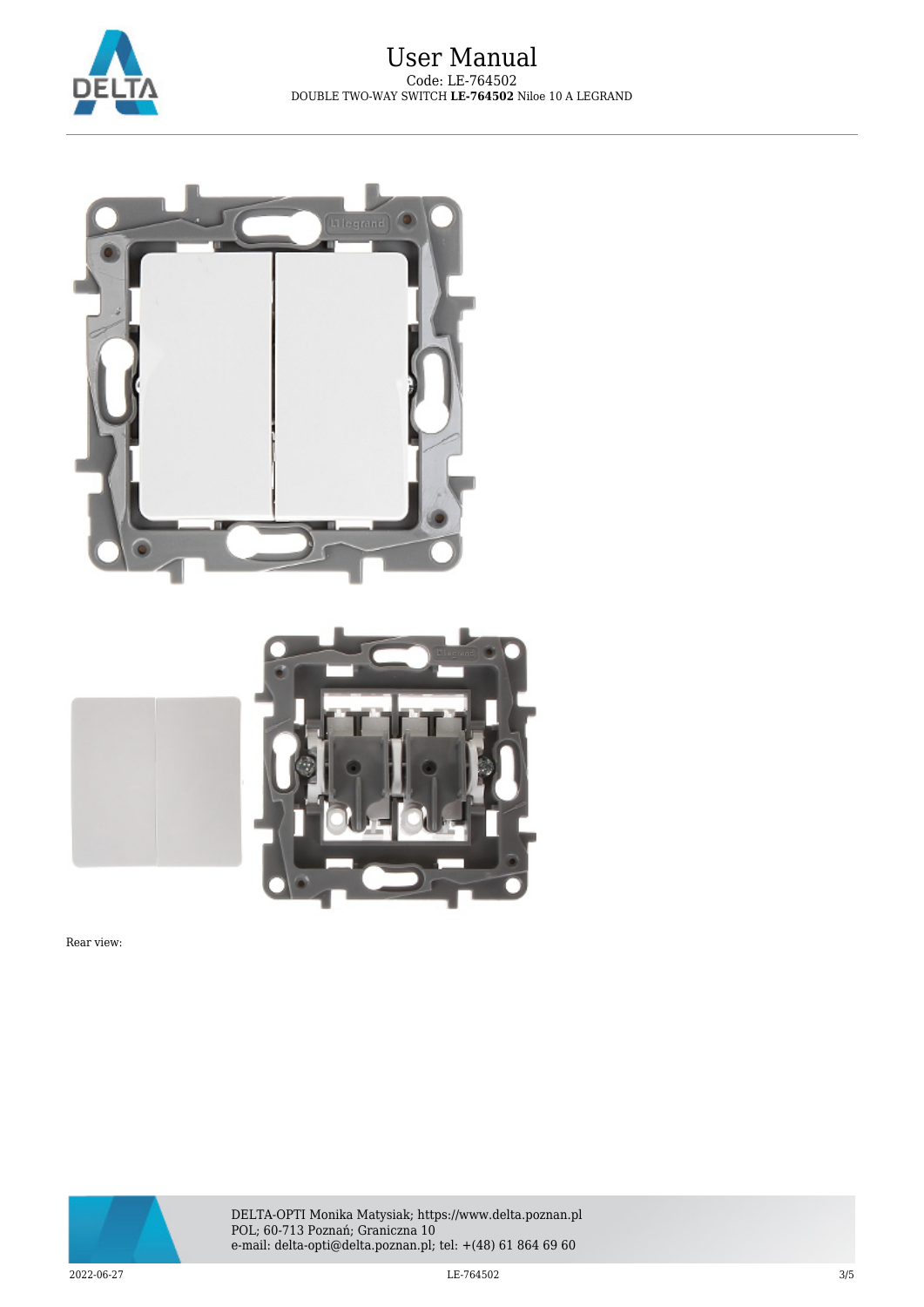Rear view: